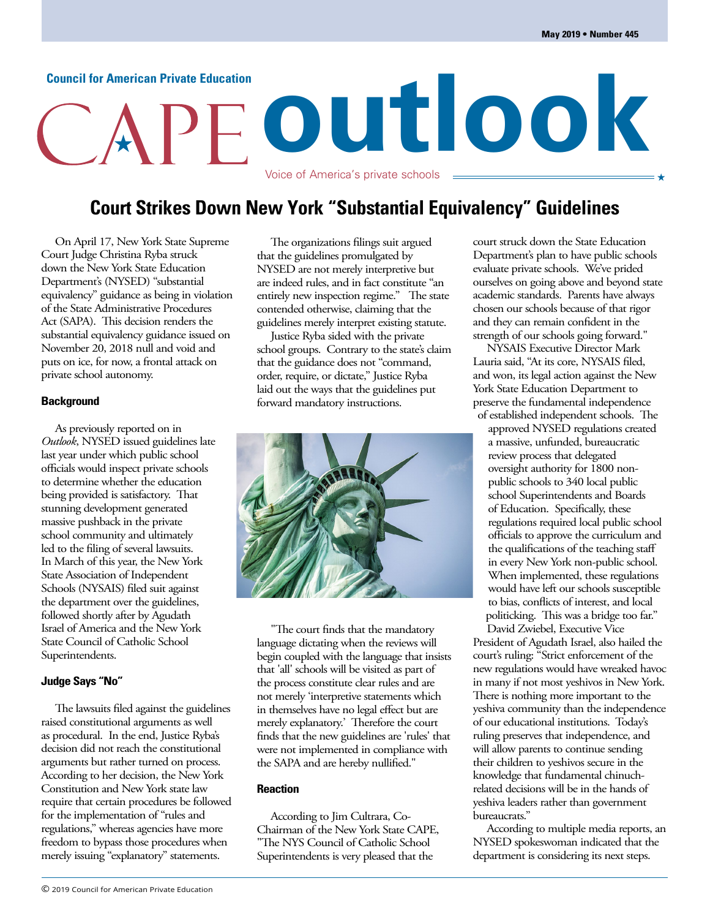# CAPE outlook

Council for American Private Education

Voice of America's private schools

May 2019 • Number 445

## Court Strikes Down New York "Substantial Equivalency" Guidelines

On April 17, New York State Supreme Court Judge Christina Ryba struck down the New York State Education Department's (NYSED) "substantial equivalency" guidance as being in violation of the State Administrative Procedures Act (SAPA). This decision renders the substantial equivalency guidance issued on November 20, 2018 null and void and puts on ice, for now, a frontal attack on private school autonomy.

### Background

As previously reported on in *Outlook*, NYSED issued guidelines late last year under which public school officials would inspect private schools to determine whether the education being provided is satisfactory. That stunning development generated massive pushback in the private school community and ultimately led to the filing of several lawsuits. In March of this year, the New York State Association of Independent Schools (NYSAIS) filed suit against the department over the guidelines, followed shortly after by Agudath Israel of America and the New York State Council of Catholic School Superintendents.

### Judge Says "No"

The lawsuits filed against the guidelines raised constitutional arguments as well as procedural. In the end, Justice Ryba's decision did not reach the constitutional arguments but rather turned on process. According to her decision, the New York Constitution and New York state law require that certain procedures be followed for the implementation of "rules and regulations," whereas agencies have more freedom to bypass those procedures when merely issuing "explanatory" statements.

The organizations filings suit argued that the guidelines promulgated by NYSED are not merely interpretive but are indeed rules, and in fact constitute "an entirely new inspection regime." The state contended otherwise, claiming that the guidelines merely interpret existing statute.

Justice Ryba sided with the private school groups. Contrary to the state's claim that the guidance does not "command, order, require, or dictate," Justice Ryba laid out the ways that the guidelines put forward mandatory instructions.

"The court finds that the mandatory language dictating when the reviews will begin coupled with the language that insists that 'all' schools will be visited as part of the process constitute clear rules and are not merely 'interpretive statements which in themselves have no legal effect but are merely explanatory.' Therefore the court finds that the new guidelines are 'rules' that were not implemented in compliance with the SAPA and are hereby nullified."

### Reaction

According to Jim Cultrara, Co-Chairman of the New York State CAPE, "The NYS Council of Catholic School Superintendents is very pleased that the court struck down the State Education Department's plan to have public schools evaluate private schools. We've prided ourselves on going above and beyond state academic standards. Parents have always chosen our schools because of that rigor and they can remain confident in the strength of our schools going forward."

NYSAIS Executive Director Mark Lauria said, "At its core, NYSAIS filed, and won, its legal action against the New York State Education Department to preserve the fundamental independence of established independent schools. The approved NYSED regulations created a massive, unfunded, bureaucratic review process that delegated oversight authority for 1800 non-public schools to 340 local public school Superintendents and Boards of Education. Specifically, these regulations required local public school officials to approve the curriculum and the qualifications of the teaching staff in every New York non-public school. When implemented, these regulations would have left our schools susceptible to bias, conflicts of interest, and local politicking. This was a bridge too far."

David Zwiebel, Executive Vice President of Agudath Israel, also hailed the court's ruling: "Strict enforcement of the new regulations would have wreaked havoc in many if not most yeshivos in New York. There is nothing more important to the yeshiva community than the independence of our educational institutions. Today's ruling preserves that independence, and will allow parents to continue sending their children to yeshivos secure in the knowledge that fundamental chinuch-related decisions will be in the hands of yeshiva leaders rather than government bureaucrats."

According to multiple media reports, an NYSED spokeswoman indicated that the department is considering its next steps.

© 2019 Council for American Private Education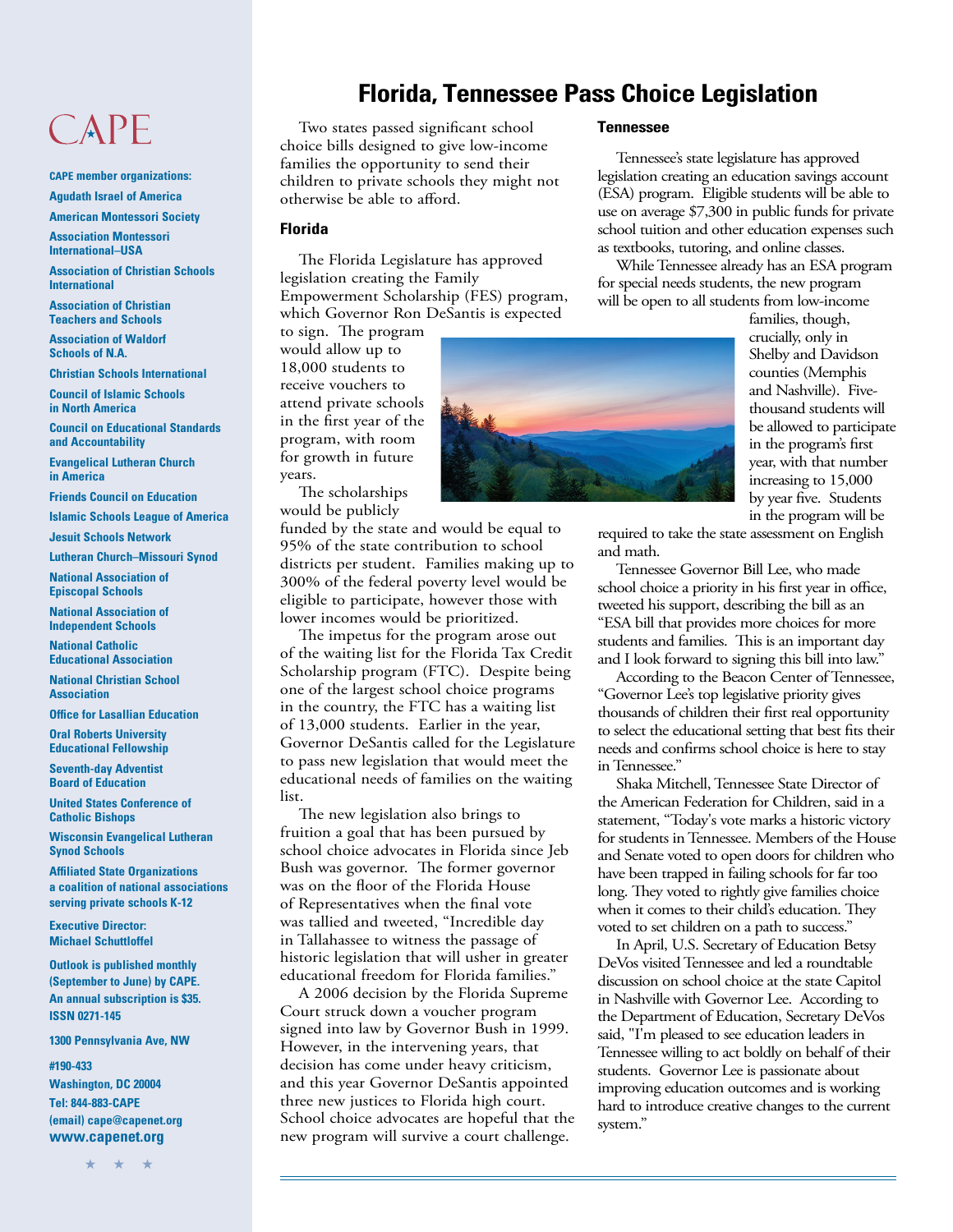# Florida, Tennessee Pass Choice Legislation

Two states passed significant school choice bills designed to give low-income families the opportunity to send their children to private schools they might not otherwise be able to afford.

## Florida

The Florida Legislature has approved legislation creating the Family Empowerment Scholarship (FES) program, which Governor Ron DeSantis is expected to sign. The program would allow up to 18,000 students to receive vouchers to attend private schools in the first year of the program, with room for growth in future years.

The scholarships would be publicly funded by the state and would be equal to 95% of the state contribution to school districts per student. Families making up to 300% of the federal poverty level would be eligible to participate, however those with lower incomes would be prioritized.

The impetus for the program arose out of the waiting list for the Florida Tax Credit Scholarship program (FTC). Despite being one of the largest school choice programs in the country, the FTC has a waiting list of 13,000 students. Earlier in the year, Governor DeSantis called for the Legislature to pass new legislation that would meet the educational needs of families on the waiting list.

The new legislation also brings to fruition a goal that has been pursued by school choice advocates in Florida since Jeb Bush was governor. The former governor was on the floor of the Florida House of Representatives when the final vote was tallied and tweeted, "Incredible day in Tallahassee to witness the passage of historic legislation that will usher in greater educational freedom for Florida families."

A 2006 decision by the Florida Supreme Court struck down a voucher program signed into law by Governor Bush in 1999. However, in the intervening years, that decision has come under heavy criticism, and this year Governor DeSantis appointed three new justices to Florida high court. School choice advocates are hopeful that the new program will survive a court challenge.

## Tennessee

Tennessee's state legislature has approved legislation creating an education savings account (ESA) program. Eligible students will be able to use on average $7,300 in public funds for private school tuition and other education expenses such as textbooks, tutoring, and online classes.

While Tennessee already has an ESA program for special needs students, the new program will be open to all students from low-income families, though, crucially, only in Shelby and Davidson counties (Memphis and Nashville). Five-thousand students will be allowed to participate in the program's first year, with that number increasing to 15,000 by year five. Students in the program will be required to take the state assessment on English and math.

Tennessee Governor Bill Lee, who made school choice a priority in his first year in office, tweeted his support, describing the bill as an "ESA bill that provides more choices for more students and families. This is an important day and I look forward to signing this bill into law."

According to the Beacon Center of Tennessee, "Governor Lee's top legislative priority gives thousands of children their first real opportunity to select the educational setting that best fits their needs and confirms school choice is here to stay in Tennessee."

Shaka Mitchell, Tennessee State Director of the American Federation for Children, said in a statement, "Today's vote marks a historic victory for students in Tennessee. Members of the House and Senate voted to open doors for children who have been trapped in failing schools for far too long. They voted to rightly give families choice when it comes to their child's education. They voted to set children on a path to success."

In April, U.S. Secretary of Education Betsy DeVos visited Tennessee and led a roundtable discussion on school choice at the state Capitol in Nashville with Governor Lee. According to the Department of Education, Secretary DeVos said, "I'm pleased to see education leaders in Tennessee willing to act boldly on behalf of their students. Governor Lee is passionate about improving education outcomes and is working hard to introduce creative changes to the current system."

---

CAPE

**CAPE member organizations:**

- Agudath Israel of America
- American Montessori Society
- Association Montessori International–USA
- Association of Christian Schools International
- Association of Christian Teachers and Schools
- Association of Waldorf Schools of N.A.
- Christian Schools International
- Council of Islamic Schools in North America
- Council on Educational Standards and Accountability
- Evangelical Lutheran Church in America
- Friends Council on Education
- Islamic Schools League of America
- Jesuit Schools Network
- Lutheran Church–Missouri Synod
- National Association of Episcopal Schools
- National Association of Independent Schools
- National Catholic Educational Association
- National Christian School Association
- Office for Lasallian Education
- Oral Roberts University Educational Fellowship
- Seventh-day Adventist Board of Education
- United States Conference of Catholic Bishops
- Wisconsin Evangelical Lutheran Synod Schools

Affiliated State Organizations
a coalition of national associations serving private schools K-12

Executive Director:
Michael Schuttloffel

Outlook is published monthly (September to June) by CAPE. An annual subscription is $35. ISSN 0271-145

1300 Pennsylvania Ave, NW
#190-433
Washington, DC 20004
Tel: 844-883-CAPE
(email) cape@capenet.org
www.capenet.org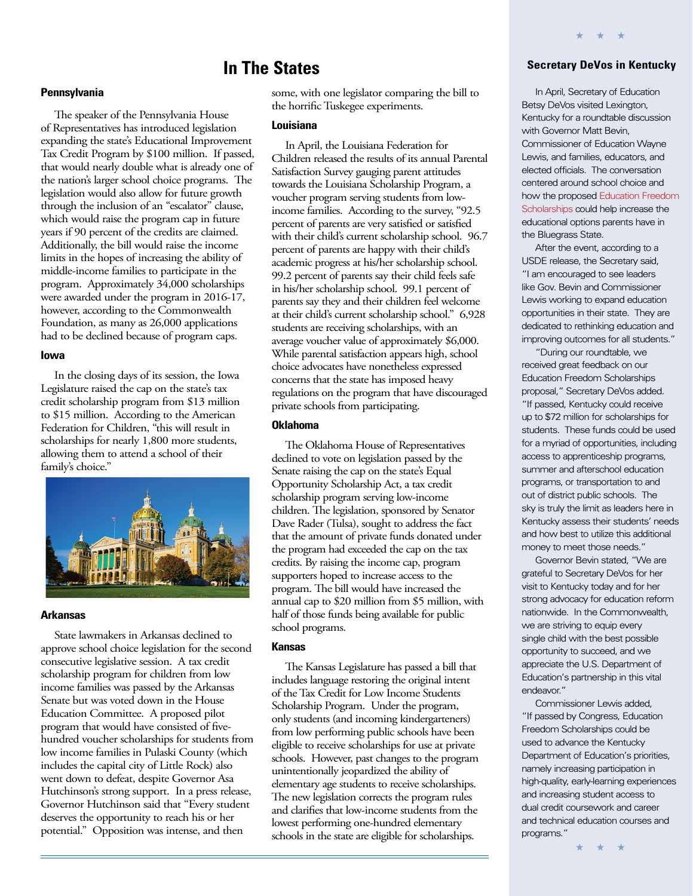# In The States

### Pennsylvania

The speaker of the Pennsylvania House of Representatives has introduced legislation expanding the state's Educational Improvement Tax Credit Program by $100 million. If passed, that would nearly double what is already one of the nation's larger school choice programs. The legislation would also allow for future growth through the inclusion of an "escalator" clause, which would raise the program cap in future years if 90 percent of the credits are claimed. Additionally, the bill would raise the income limits in the hopes of increasing the ability of middle-income families to participate in the program. Approximately 34,000 scholarships were awarded under the program in 2016-17, however, according to the Commonwealth Foundation, as many as 26,000 applications had to be declined because of program caps.

### Iowa

In the closing days of its session, the Iowa Legislature raised the cap on the state's tax credit scholarship program from $13 million to $15 million. According to the American Federation for Children, "this will result in scholarships for nearly 1,800 more students, allowing them to attend a school of their family's choice."

### Arkansas

State lawmakers in Arkansas declined to approve school choice legislation for the second consecutive legislative session. A tax credit scholarship program for children from low income families was passed by the Arkansas Senate but was voted down in the House Education Committee. A proposed pilot program that would have consisted of five-hundred voucher scholarships for students from low income families in Pulaski County (which includes the capital city of Little Rock) also went down to defeat, despite Governor Asa Hutchinson's strong support. In a press release, Governor Hutchinson said that "Every student deserves the opportunity to reach his or her potential." Opposition was intense, and then some, with one legislator comparing the bill to the horrific Tuskegee experiments.

### Louisiana

In April, the Louisiana Federation for Children released the results of its annual Parental Satisfaction Survey gauging parent attitudes towards the Louisiana Scholarship Program, a voucher program serving students from low-income families. According to the survey, "92.5 percent of parents are very satisfied or satisfied with their child's current scholarship school. 96.7 percent of parents are happy with their child's academic progress at his/her scholarship school. 99.2 percent of parents say their child feels safe in his/her scholarship school. 99.1 percent of parents say they and their children feel welcome at their child's current scholarship school." 6,928 students are receiving scholarships, with an average voucher value of approximately $6,000. While parental satisfaction appears high, school choice advocates have nonetheless expressed concerns that the state has imposed heavy regulations on the program that have discouraged private schools from participating.

### Oklahoma

The Oklahoma House of Representatives declined to vote on legislation passed by the Senate raising the cap on the state's Equal Opportunity Scholarship Act, a tax credit scholarship program serving low-income children. The legislation, sponsored by Senator Dave Rader (Tulsa), sought to address the fact that the amount of private funds donated under the program had exceeded the cap on the tax credits. By raising the income cap, program supporters hoped to increase access to the program. The bill would have increased the annual cap to $20 million from $5 million, with half of those funds being available for public school programs.

### Kansas

The Kansas Legislature has passed a bill that includes language restoring the original intent of the Tax Credit for Low Income Students Scholarship Program. Under the program, only students (and incoming kindergarteners) from low performing public schools have been eligible to receive scholarships for use at private schools. However, past changes to the program unintentionally jeopardized the ability of elementary age students to receive scholarships. The new legislation corrects the program rules and clarifies that low-income students from the lowest performing one-hundred elementary schools in the state are eligible for scholarships.

## Secretary DeVos in Kentucky

In April, Secretary of Education Betsy DeVos visited Lexington, Kentucky for a roundtable discussion with Governor Matt Bevin, Commissioner of Education Wayne Lewis, and families, educators, and elected officials. The conversation centered around school choice and how the proposed Education Freedom Scholarships could help increase the educational options parents have in the Bluegrass State.

After the event, according to a USDE release, the Secretary said, "I am encouraged to see leaders like Gov. Bevin and Commissioner Lewis working to expand education opportunities in their state. They are dedicated to rethinking education and improving outcomes for all students."

"During our roundtable, we received great feedback on our Education Freedom Scholarships proposal," Secretary DeVos added. "If passed, Kentucky could receive up to $72 million for scholarships for students. These funds could be used for a myriad of opportunities, including access to apprenticeship programs, summer and afterschool education programs, or transportation to and out of district public schools. The sky is truly the limit as leaders here in Kentucky assess their students' needs and how best to utilize this additional money to meet those needs."

Governor Bevin stated, "We are grateful to Secretary DeVos for her visit to Kentucky today and for her strong advocacy for education reform nationwide. In the Commonwealth, we are striving to equip every single child with the best possible opportunity to succeed, and we appreciate the U.S. Department of Education's partnership in this vital endeavor."

Commissioner Lewis added, "If passed by Congress, Education Freedom Scholarships could be used to advance the Kentucky Department of Education's priorities, namely increasing participation in high-quality, early-learning experiences and increasing student access to dual credit coursework and career and technical education courses and programs."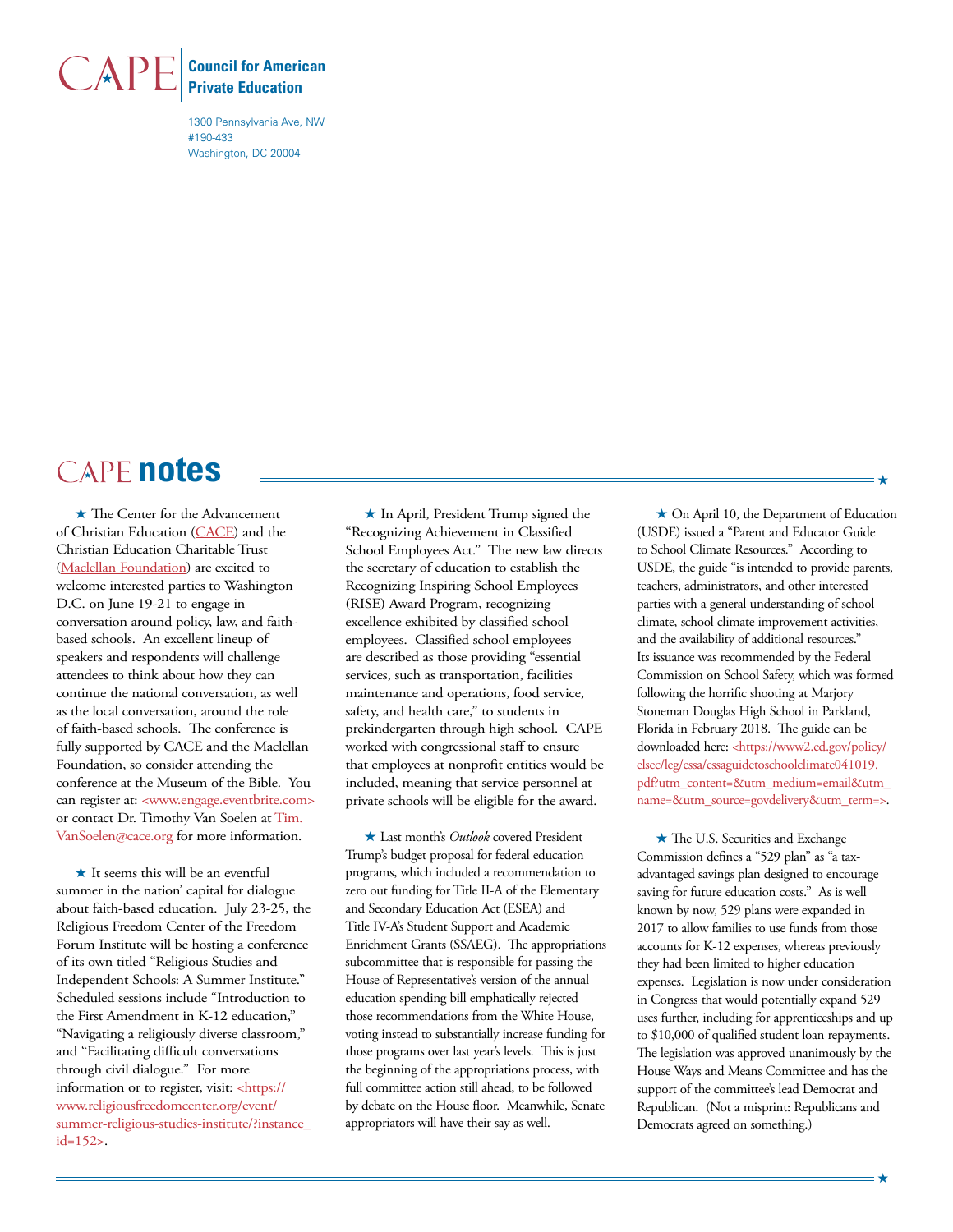# CAPE

**Council for American Private Education**

1300 Pennsylvania Ave, NW
#190-433
Washington, DC 20004

## CAPE notes

★ The Center for the Advancement of Christian Education (CACE) and the Christian Education Charitable Trust (Maclellan Foundation) are excited to welcome interested parties to Washington D.C. on June 19-21 to engage in conversation around policy, law, and faith-based schools. An excellent lineup of speakers and respondents will challenge attendees to think about how they can continue the national conversation, as well as the local conversation, around the role of faith-based schools. The conference is fully supported by CACE and the Maclellan Foundation, so consider attending the conference at the Museum of the Bible. You can register at: <www.engage.eventbrite.com> or contact Dr. Timothy Van Soelen at Tim.VanSoelen@cace.org for more information.

★ It seems this will be an eventful summer in the nation' capital for dialogue about faith-based education. July 23-25, the Religious Freedom Center of the Freedom Forum Institute will be hosting a conference of its own titled "Religious Studies and Independent Schools: A Summer Institute." Scheduled sessions include "Introduction to the First Amendment in K-12 education," "Navigating a religiously diverse classroom," and "Facilitating difficult conversations through civil dialogue." For more information or to register, visit: <https://www.religiousfreedomcenter.org/event/summer-religious-studies-institute/?instance_id=152>.

★ In April, President Trump signed the "Recognizing Achievement in Classified School Employees Act." The new law directs the secretary of education to establish the Recognizing Inspiring School Employees (RISE) Award Program, recognizing excellence exhibited by classified school employees. Classified school employees are described as those providing "essential services, such as transportation, facilities maintenance and operations, food service, safety, and health care," to students in prekindergarten through high school. CAPE worked with congressional staff to ensure that employees at nonprofit entities would be included, meaning that service personnel at private schools will be eligible for the award.

★ Last month's *Outlook* covered President Trump's budget proposal for federal education programs, which included a recommendation to zero out funding for Title II-A of the Elementary and Secondary Education Act (ESEA) and Title IV-A's Student Support and Academic Enrichment Grants (SSAEG). The appropriations subcommittee that is responsible for passing the House of Representative's version of the annual education spending bill emphatically rejected those recommendations from the White House, voting instead to substantially increase funding for those programs over last year's levels. This is just the beginning of the appropriations process, with full committee action still ahead, to be followed by debate on the House floor. Meanwhile, Senate appropriators will have their say as well.

★ On April 10, the Department of Education (USDE) issued a "Parent and Educator Guide to School Climate Resources." According to USDE, the guide "is intended to provide parents, teachers, administrators, and other interested parties with a general understanding of school climate, school climate improvement activities, and the availability of additional resources." Its issuance was recommended by the Federal Commission on School Safety, which was formed following the horrific shooting at Marjory Stoneman Douglas High School in Parkland, Florida in February 2018. The guide can be downloaded here: <https://www2.ed.gov/policy/elsec/leg/essa/essaguidetoschoolclimate041019.pdf?utm_content=&utm_medium=email&utm_name=&utm_source=govdelivery&utm_term=>.

★ The U.S. Securities and Exchange Commission defines a "529 plan" as "a tax-advantaged savings plan designed to encourage saving for future education costs." As is well known by now, 529 plans were expanded in 2017 to allow families to use funds from those accounts for K-12 expenses, whereas previously they had been limited to higher education expenses. Legislation is now under consideration in Congress that would potentially expand 529 uses further, including for apprenticeships and up to $10,000 of qualified student loan repayments. The legislation was approved unanimously by the House Ways and Means Committee and has the support of the committee's lead Democrat and Republican. (Not a misprint: Republicans and Democrats agreed on something.)